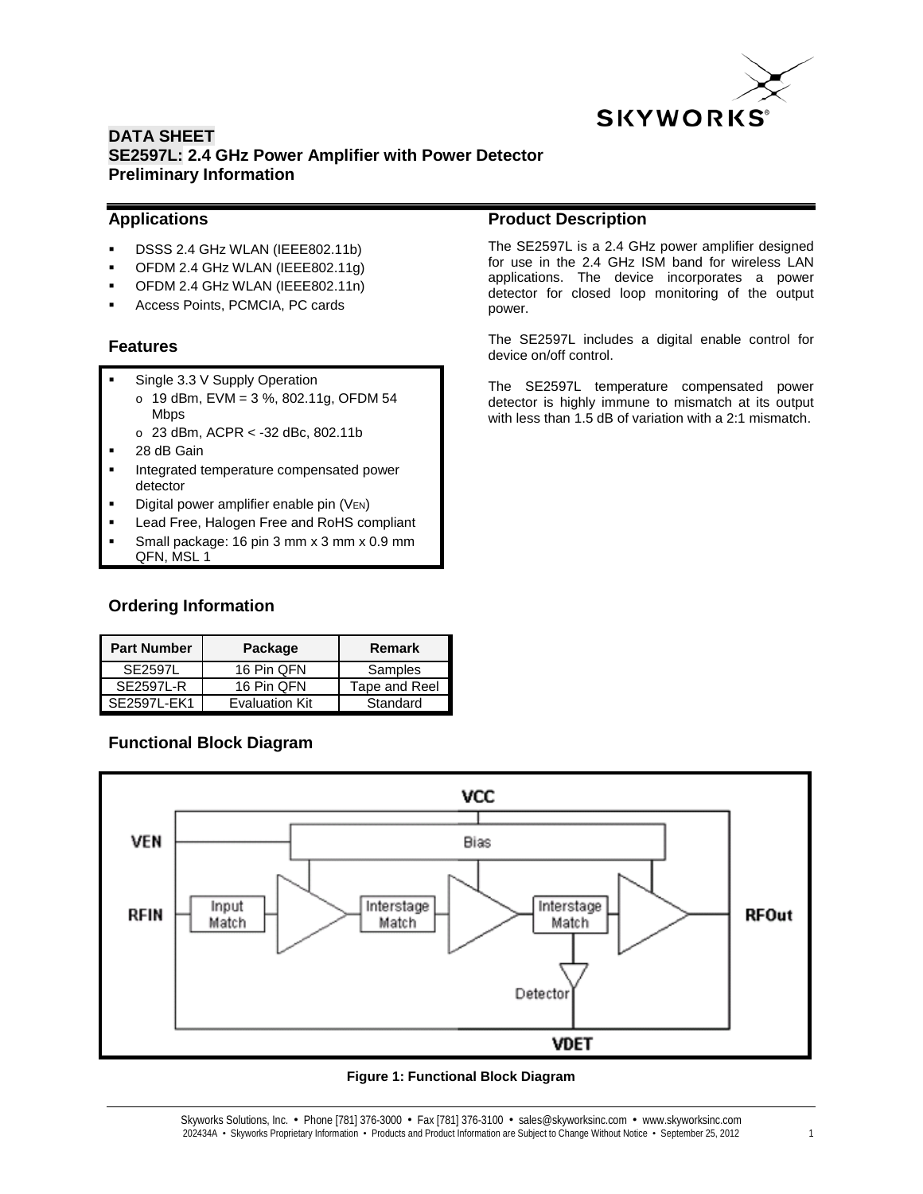**DATA SHEET**
**SE2597L: 2.4 GHz Power Amplifier with Power Detector**
**Preliminary Information**

## Applications

- DSSS 2.4 GHz WLAN (IEEE802.11b)
- OFDM 2.4 GHz WLAN (IEEE802.11g)
- OFDM 2.4 GHz WLAN (IEEE802.11n)
- Access Points, PCMCIA, PC cards

## Features

- Single 3.3 V Supply Operation
  - 19 dBm, EVM = 3 %, 802.11g, OFDM 54 Mbps
  - 23 dBm, ACPR < -32 dBc, 802.11b
- 28 dB Gain
- Integrated temperature compensated power detector
- Digital power amplifier enable pin ($V_{EN}$)
- Lead Free, Halogen Free and RoHS compliant
- Small package: 16 pin 3 mm x 3 mm x 0.9 mm QFN, MSL 1

## Product Description

The SE2597L is a 2.4 GHz power amplifier designed for use in the 2.4 GHz ISM band for wireless LAN applications. The device incorporates a power detector for closed loop monitoring of the output power.

The SE2597L includes a digital enable control for device on/off control.

The SE2597L temperature compensated power detector is highly immune to mismatch at its output with less than 1.5 dB of variation with a 2:1 mismatch.

## Ordering Information

| Part Number | Package | Remark |
|---|---|---|
| SE2597L | 16 Pin QFN | Samples |
| SE2597L-R | 16 Pin QFN | Tape and Reel |
| SE2597L-EK1 | Evaluation Kit | Standard |

## Functional Block Diagram

VCC, VEN, Bias, RFIN, Input Match, Interstage Match, Interstage Match, RFOut, Detector, VDET

**Figure 1: Functional Block Diagram**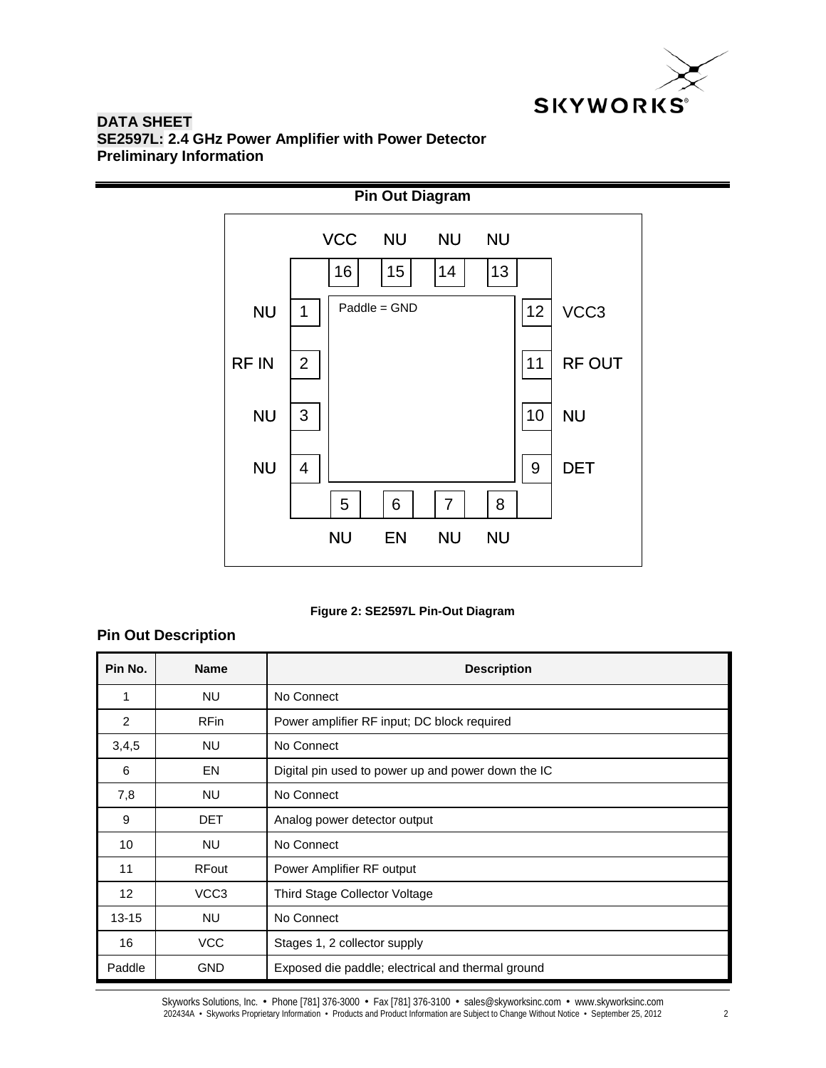**DATA SHEET**
**SE2597L: 2.4 GHz Power Amplifier with Power Detector**
**Preliminary Information**

## Pin Out Diagram

| | VCC | NU | NU | NU | |
|---|---|---|---|---|---|
| | 16 | 15 | 14 | 13 | |
| NU 1 | Paddle = GND | | | | 12 VCC3 |
| RF IN 2 | | | | | 11 RF OUT |
| NU 3 | | | | | 10 NU |
| NU 4 | | | | | 9 DET |
| | 5 | 6 | 7 | 8 | |
| | NU | EN | NU | NU | |

**Figure 2: SE2597L Pin-Out Diagram**

## Pin Out Description

| Pin No. | Name | Description |
|---|---|---|
| 1 | NU | No Connect |
| 2 | RFin | Power amplifier RF input; DC block required |
| 3,4,5 | NU | No Connect |
| 6 | EN | Digital pin used to power up and power down the IC |
| 7,8 | NU | No Connect |
| 9 | DET | Analog power detector output |
| 10 | NU | No Connect |
| 11 | RFout | Power Amplifier RF output |
| 12 | VCC3 | Third Stage Collector Voltage |
| 13-15 | NU | No Connect |
| 16 | VCC | Stages 1, 2 collector supply |
| Paddle | GND | Exposed die paddle; electrical and thermal ground |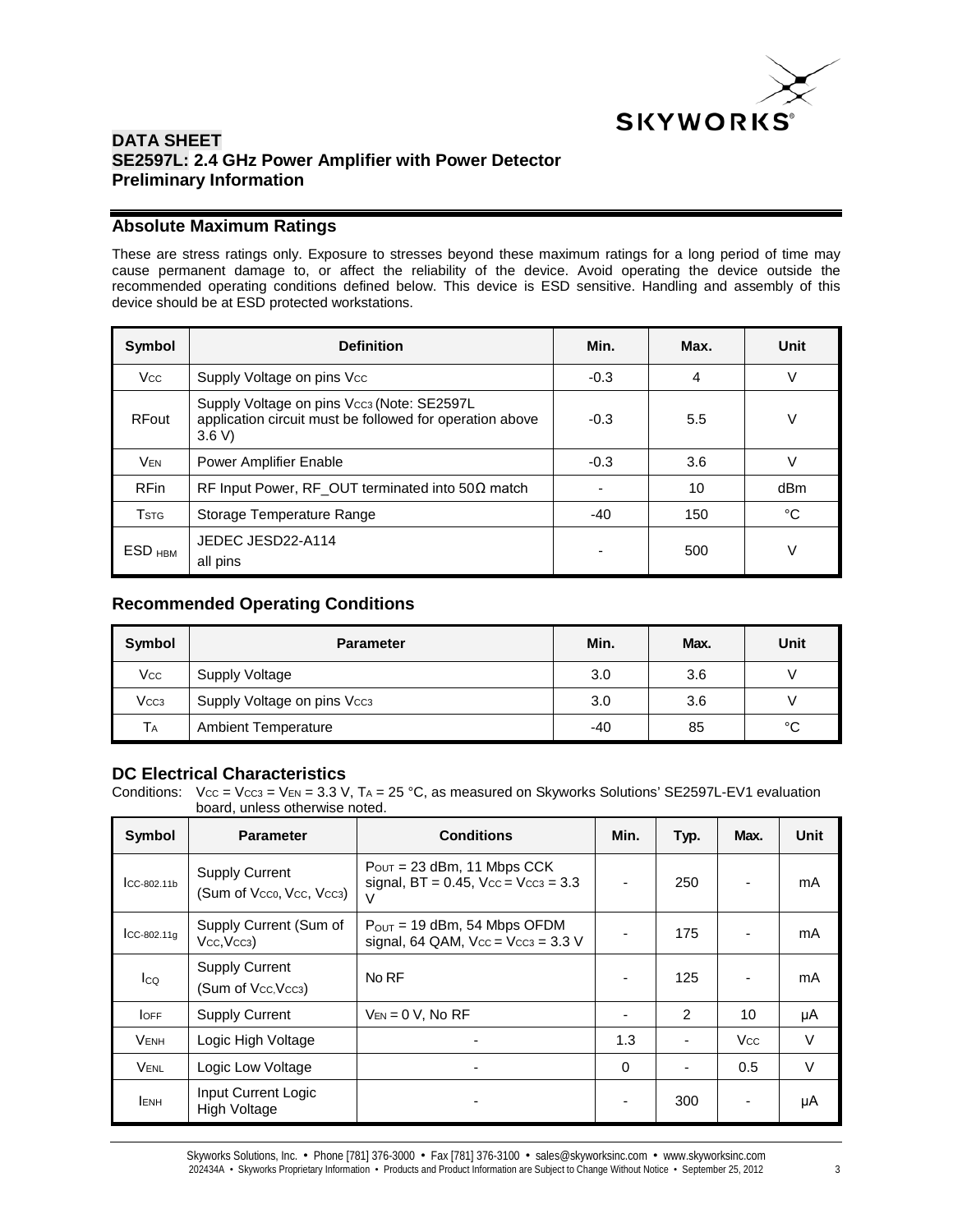## DATA SHEET
## SE2597L: 2.4 GHz Power Amplifier with Power Detector
## Preliminary Information

### Absolute Maximum Ratings

These are stress ratings only. Exposure to stresses beyond these maximum ratings for a long period of time may cause permanent damage to, or affect the reliability of the device. Avoid operating the device outside the recommended operating conditions defined below. This device is ESD sensitive. Handling and assembly of this device should be at ESD protected workstations.

| Symbol | Definition | Min. | Max. | Unit |
|---|---|---|---|---|
| $V_{CC}$ | Supply Voltage on pins $V_{CC}$ | -0.3 | 4 | V |
| RFout | Supply Voltage on pins $V_{CC3}$ (Note: SE2597L application circuit must be followed for operation above 3.6 V) | -0.3 | 5.5 | V |
| $V_{EN}$ | Power Amplifier Enable | -0.3 | 3.6 | V |
| RFin | RF Input Power, RF_OUT terminated into 50Ω match | - | 10 | dBm |
| $T_{STG}$ | Storage Temperature Range | -40 | 150 | °C |
| $ESD_{HBM}$ | JEDEC JESD22-A114 all pins | - | 500 | V |

### Recommended Operating Conditions

| Symbol | Parameter | Min. | Max. | Unit |
|---|---|---|---|---|
| $V_{CC}$ | Supply Voltage | 3.0 | 3.6 | V |
| $V_{CC3}$ | Supply Voltage on pins $V_{CC3}$ | 3.0 | 3.6 | V |
| $T_A$ | Ambient Temperature | -40 | 85 | °C |

### DC Electrical Characteristics

Conditions: $V_{CC} = V_{CC3} = V_{EN} = 3.3$ V, $T_A = 25$ °C, as measured on Skyworks Solutions' SE2597L-EV1 evaluation board, unless otherwise noted.

| Symbol | Parameter | Conditions | Min. | Typ. | Max. | Unit |
|---|---|---|---|---|---|---|
| $I_{CC-802.11b}$ | Supply Current (Sum of $V_{CC0}$, $V_{CC}$, $V_{CC3}$) | $P_{OUT} = 23$ dBm, 11 Mbps CCK signal, BT = 0.45, $V_{CC} = V_{CC3} = 3.3$ V | - | 250 | - | mA |
| $I_{CC-802.11g}$ | Supply Current (Sum of $V_{CC}$, $V_{CC3}$) | $P_{OUT} = 19$ dBm, 54 Mbps OFDM signal, 64 QAM, $V_{CC} = V_{CC3} = 3.3$ V | - | 175 | - | mA |
| $I_{CQ}$ | Supply Current (Sum of $V_{CC}$, $V_{CC3}$) | No RF | - | 125 | - | mA |
| $I_{OFF}$ | Supply Current | $V_{EN} = 0$ V, No RF | - | 2 | 10 | µA |
| $V_{ENH}$ | Logic High Voltage | - | 1.3 | - | $V_{CC}$ | V |
| $V_{ENL}$ | Logic Low Voltage | - | 0 | - | 0.5 | V |
| $I_{ENH}$ | Input Current Logic High Voltage | - | - | 300 | - | µA |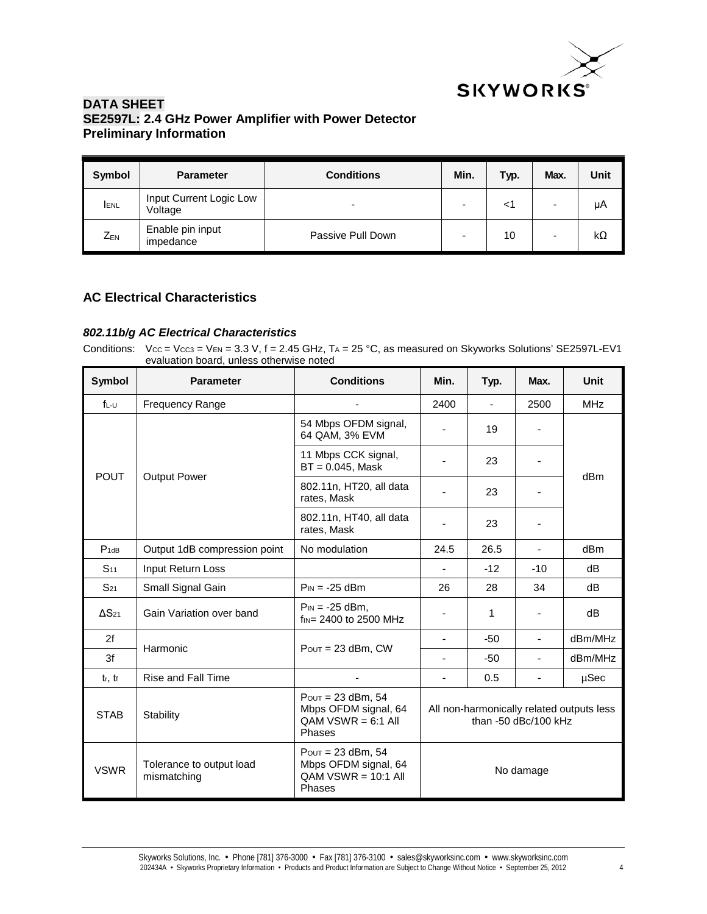| Symbol | Parameter | Conditions | Min. | Typ. | Max. | Unit |
| --- | --- | --- | --- | --- | --- | --- |
| $I_{ENL}$ | Input Current Logic Low Voltage | - | - | <1 | - | µA |
| $Z_{EN}$ | Enable pin input impedance | Passive Pull Down | - | 10 | - | kΩ |

## AC Electrical Characteristics

### *802.11b/g AC Electrical Characteristics*

Conditions: $V_{CC}$ = $V_{CC3}$ = $V_{EN}$ = 3.3 V, f = 2.45 GHz, $T_A$ = 25 °C, as measured on Skyworks Solutions' SE2597L-EV1 evaluation board, unless otherwise noted

| Symbol | Parameter | Conditions | Min. | Typ. | Max. | Unit |
| --- | --- | --- | --- | --- | --- | --- |
| $f_{L-U}$ | Frequency Range | - | 2400 | - | 2500 | MHz |
| POUT | Output Power | 54 Mbps OFDM signal, 64 QAM, 3% EVM | - | 19 | - | dBm |
| | | 11 Mbps CCK signal, BT = 0.045, Mask | - | 23 | - | |
| | | 802.11n, HT20, all data rates, Mask | - | 23 | - | |
| | | 802.11n, HT40, all data rates, Mask | - | 23 | - | |
| $P_{1dB}$ | Output 1dB compression point | No modulation | 24.5 | 26.5 | - | dBm |
| $S_{11}$ | Input Return Loss | | - | -12 | -10 | dB |
| $S_{21}$ | Small Signal Gain | $P_{IN}$ = -25 dBm | 26 | 28 | 34 | dB |
| $\Delta S_{21}$ | Gain Variation over band | $P_{IN}$ = -25 dBm, $f_{IN}$= 2400 to 2500 MHz | - | 1 | - | dB |
| 2f | Harmonic | $P_{OUT}$ = 23 dBm, CW | - | -50 | - | dBm/MHz |
| 3f | | | - | -50 | - | dBm/MHz |
| $t_r$, $t_f$ | Rise and Fall Time | - | - | 0.5 | - | µSec |
| STAB | Stability | $P_{OUT}$ = 23 dBm, 54 Mbps OFDM signal, 64 QAM VSWR = 6:1 All Phases | All non-harmonically related outputs less than -50 dBc/100 kHz | | | |
| VSWR | Tolerance to output load mismatching | $P_{OUT}$ = 23 dBm, 54 Mbps OFDM signal, 64 QAM VSWR = 10:1 All Phases | No damage | | | |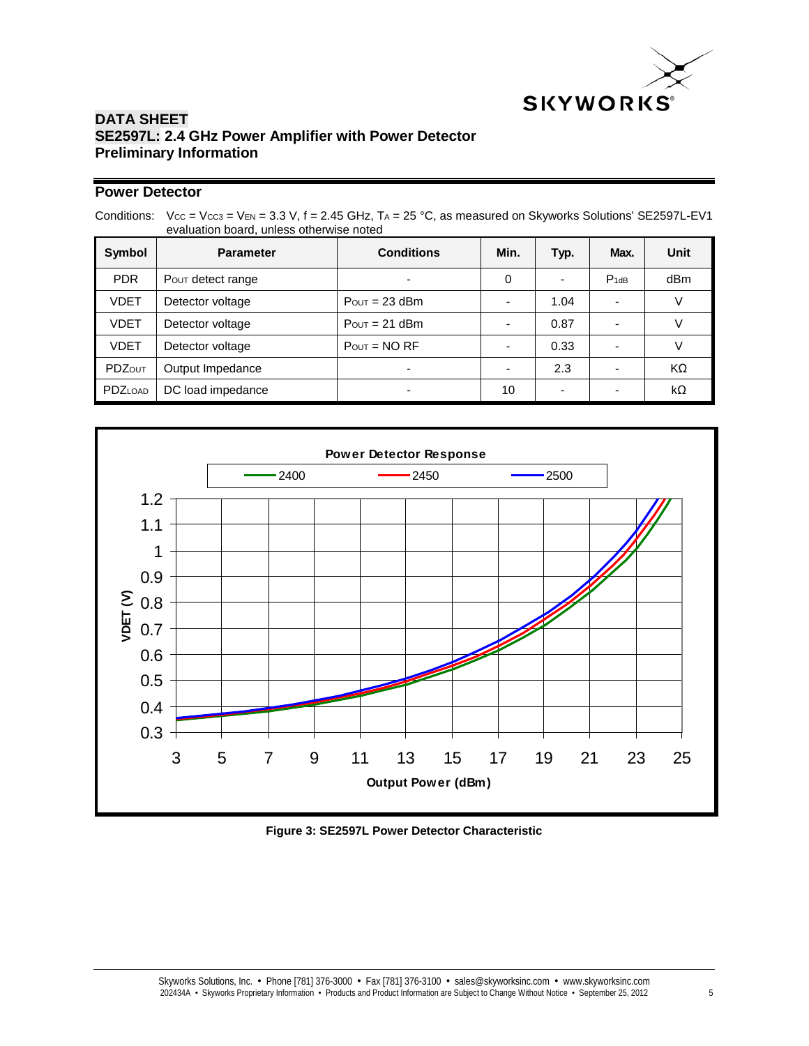## Power Detector

Conditions: $V_{CC} = V_{CC3} = V_{EN} = 3.3$ V, f = 2.45 GHz, $T_A = 25$ °C, as measured on Skyworks Solutions' SE2597L-EV1 evaluation board, unless otherwise noted

| Symbol | Parameter | Conditions | Min. | Typ. | Max. | Unit |
|---|---|---|---|---|---|---|
| PDR | $P_{OUT}$ detect range | - | 0 | - | $P_{1dB}$ | dBm |
| VDET | Detector voltage | $P_{OUT}$ = 23 dBm | - | 1.04 | - | V |
| VDET | Detector voltage | $P_{OUT}$ = 21 dBm | - | 0.87 | - | V |
| VDET | Detector voltage | $P_{OUT}$ = NO RF | - | 0.33 | - | V |
| $PDZ_{OUT}$ | Output Impedance | - | - | 2.3 | - | KΩ |
| $PDZ_{LOAD}$ | DC load impedance | - | 10 | - | - | kΩ |

**Figure 3: SE2597L Power Detector Characteristic**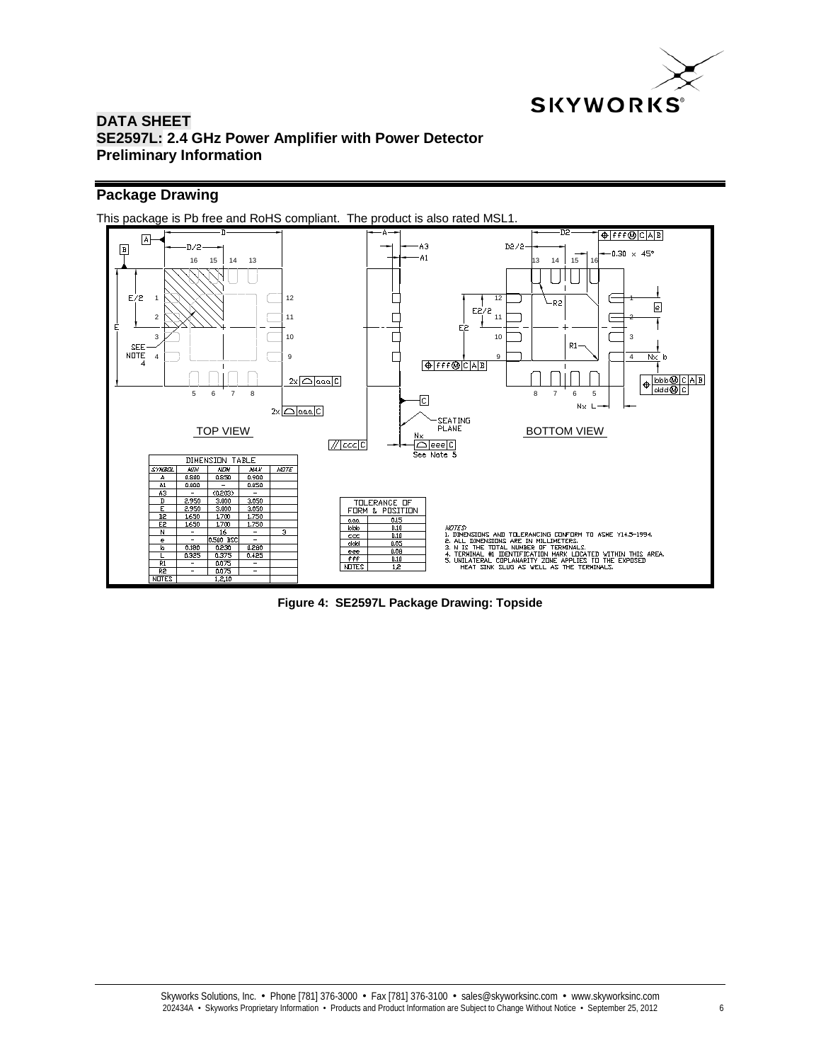## Package Drawing

This package is Pb free and RoHS compliant. The product is also rated MSL1.

| DIMENSION TABLE | | | | |
|---|---|---|---|---|
| SYMBOL | MIN | NOM | MAX | NOTE |
| A | 0.800 | 0.850 | 0.900 | |
| A1 | 0.000 | – | 0.050 | |
| A3 | – | (0.203) | – | |
| D | 2.950 | 3.000 | 3.050 | |
| E | 2.950 | 3.000 | 3.050 | |
| D2 | 1.650 | 1.700 | 1.750 | |
| E2 | 1.650 | 1.700 | 1.750 | |
| N | – | 16 | – | 3 |
| e | – | 0.500 BSC | – | |
| b | 0.180 | 0.230 | 0.280 | |
| L | 0.325 | 0.375 | 0.425 | |
| R1 | – | 0.075 | – | |
| R2 | – | 0.075 | – | |
| NOTES | | 1,2,10 | | |

| TOLERANCE OF FORM & POSITION | |
|---|---|
| aaa | 0.15 |
| bbb | 0.10 |
| ccc | 0.10 |
| ddd | 0.05 |
| eee | 0.08 |
| fff | 0.10 |
| NOTES | 1,2 |

NOTES:
1. DIMENSIONS AND TOLERANCING CONFORM TO ASME Y14.5-1994.
2. ALL DIMENSIONS ARE IN MILLIMETERS.
3. N IS THE TOTAL NUMBER OF TERMINALS.
4. TERMINAL #1 IDENTIFICATION MARK LOCATED WITHIN THIS AREA.
5. UNILATERAL COPLANARITY ZONE APPLIES TO THE EXPOSED HEAT SINK SLUG AS WELL AS THE TERMINALS.

**Figure 4: SE2597L Package Drawing: Topside**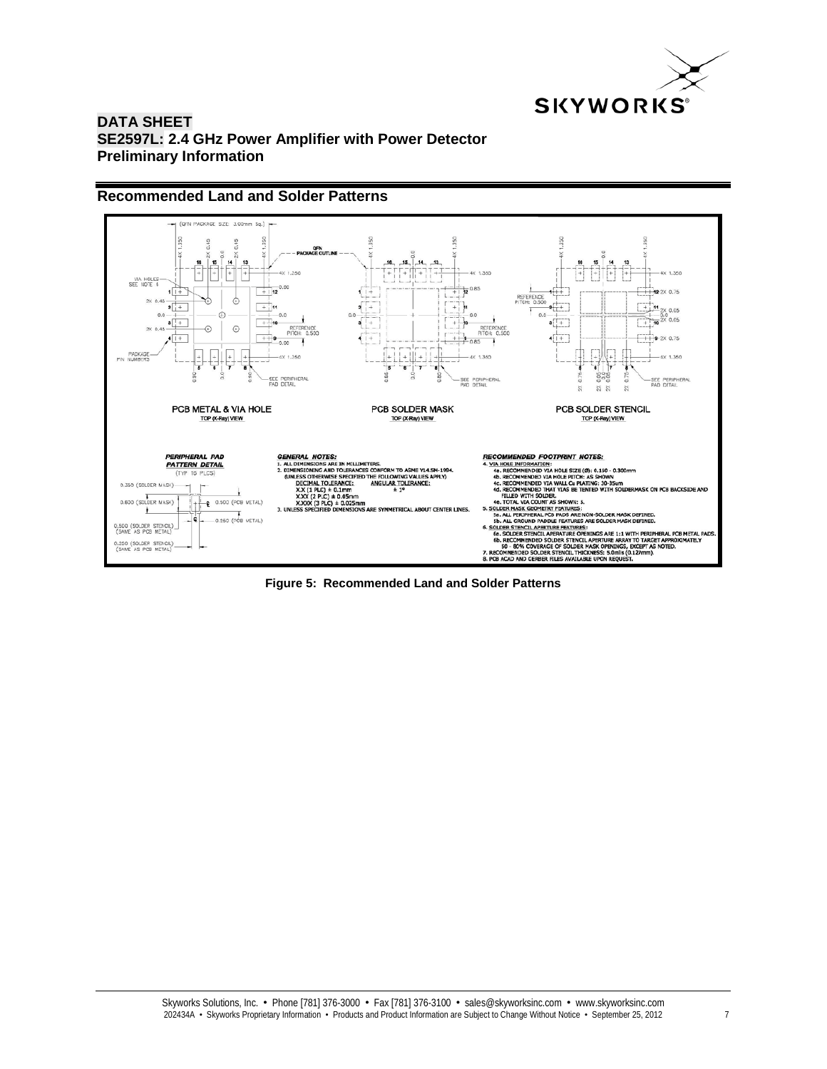## Recommended Land and Solder Patterns

**PCB METAL & VIA HOLE**
TOP (X-Ray) VIEW

**PCB SOLDER MASK**
TOP (X-Ray) VIEW

**PCB SOLDER STENCIL**
TOP (X-Ray) VIEW

**PERIPHERAL PAD PATTERN DETAIL**
(TYP 16 PLCS)

0.350 (SOLDER MASK)
0.600 (SOLDER MASK)
0.500 (PCB METAL)
0.250 (PCB METAL)
0.500 (SOLDER STENCIL) (SAME AS PCB METAL)
0.250 (SOLDER STENCIL) (SAME AS PCB METAL)

**GENERAL NOTES:**

1. ALL DIMENSIONS ARE IN MILLIMETERS.
2. DIMENSIONING AND TOLERANCES CONFORM TO ASME Y14.5M-1994. (UNLESS OTHERWISE SPECIFIED THE FOLLOWING VALUES APPLY)
   - DECIMAL TOLERANCE:
     - X.X (1 PLC) ± 0.1mm
     - X.XX (2 PLC) ± 0.05mm
     - X.XXX (3 PLC) ± 0.025mm
   - ANGULAR TOLERANCE: ± 1°
3. UNLESS SPECIFIED DIMENSIONS ARE SYMMETRICAL ABOUT CENTER LINES.

**RECOMMENDED FOOTPRINT NOTES:**

4. VIA HOLE INFORMATION:
   - 4a. RECOMMENDED VIA HOLE SIZE (Ø): 0.150 - 0.300mm
   - 4b. RECOMMENDED VIA HOLE PITCH: AS SHOWN
   - 4c. RECOMMENDED VIA WALL Cu PLATING: 30-35um
   - 4d. RECOMMENDED THAT VIAS BE TENTED WITH SOLDERMASK ON PCB BACKSIDE AND FILLED WITH SOLDER.
   - 4e. TOTAL VIA COUNT AS SHOWN: 5.
5. SOLDER MASK GEOMETRY FEATURES:
   - 5a. ALL PERIPHERAL PCB PADS ARE NON-SOLDER MASK DEFINED.
   - 5b. ALL GROUND PADDLE FEATURES ARE SOLDER MASK DEFINED.
6. SOLDER STENCIL APERTURE FEATURES:
   - 6a. SOLDER STENCIL APERATURE OPENINGS ARE 1:1 WITH PERIPHERAL PCB METAL PADS.
   - 6b. RECOMMENDED SOLDER STENCIL APERTURE ARRAY TO TARGET APPROXIMATELY 50 - 80% COVERAGE OF SOLDER MASK OPENINGS, EXCEPT AS NOTED.
7. RECOMMENDED SOLDER STENCIL THICKNESS: 5.0mils (0.127mm).
8. PCB ACAD AND GERBER FILES AVAILABLE UPON REQUEST.

**Figure 5: Recommended Land and Solder Patterns**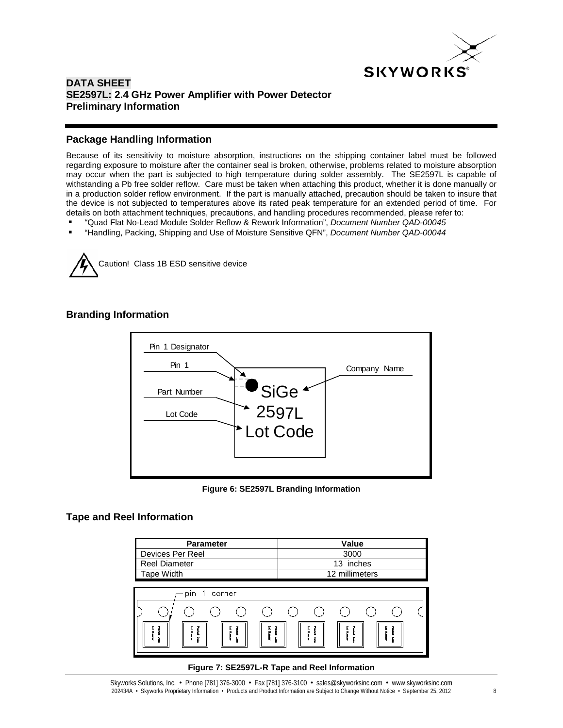## Package Handling Information

Because of its sensitivity to moisture absorption, instructions on the shipping container label must be followed regarding exposure to moisture after the container seal is broken, otherwise, problems related to moisture absorption may occur when the part is subjected to high temperature during solder assembly. The SE2597L is capable of withstanding a Pb free solder reflow. Care must be taken when attaching this product, whether it is done manually or in a production solder reflow environment. If the part is manually attached, precaution should be taken to insure that the device is not subjected to temperatures above its rated peak temperature for an extended period of time. For details on both attachment techniques, precautions, and handling procedures recommended, please refer to:

- "Quad Flat No-Lead Module Solder Reflow & Rework Information", *Document Number QAD-00045*
- "Handling, Packing, Shipping and Use of Moisture Sensitive QFN", *Document Number QAD-00044*

Caution! Class 1B ESD sensitive device

## Branding Information

Pin 1 Designator

Pin 1

Part Number

Lot Code

Company Name

SiGe
2597L
Lot Code

**Figure 6: SE2597L Branding Information**

## Tape and Reel Information

| Parameter | Value |
| --- | --- |
| Devices Per Reel | 3000 |
| Reel Diameter | 13 inches |
| Tape Width | 12 millimeters |

pin 1 corner

**Figure 7: SE2597L-R Tape and Reel Information**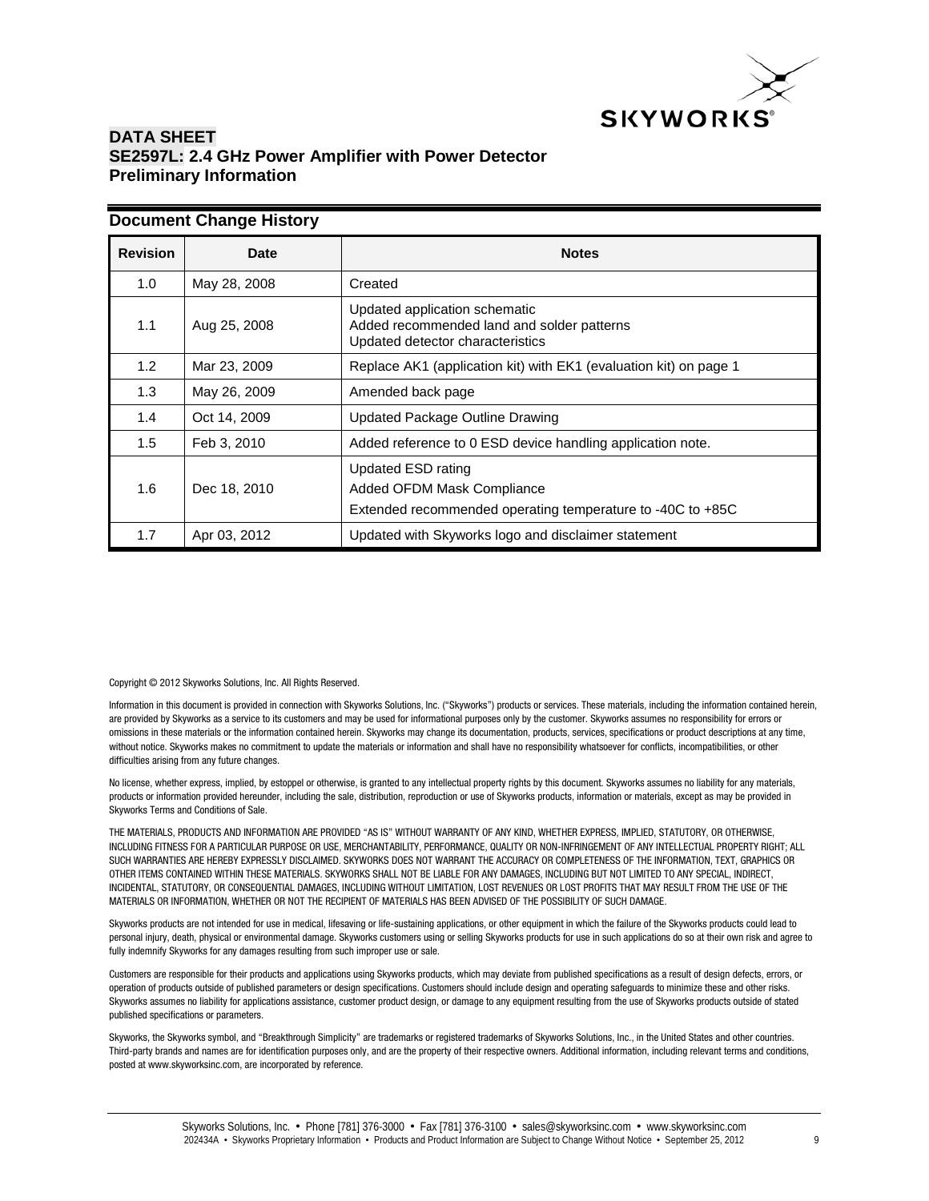**DATA SHEET**
**SE2597L: 2.4 GHz Power Amplifier with Power Detector**
**Preliminary Information**

## Document Change History

| Revision | Date | Notes |
|---|---|---|
| 1.0 | May 28, 2008 | Created |
| 1.1 | Aug 25, 2008 | Updated application schematic<br>Added recommended land and solder patterns<br>Updated detector characteristics |
| 1.2 | Mar 23, 2009 | Replace AK1 (application kit) with EK1 (evaluation kit) on page 1 |
| 1.3 | May 26, 2009 | Amended back page |
| 1.4 | Oct 14, 2009 | Updated Package Outline Drawing |
| 1.5 | Feb 3, 2010 | Added reference to 0 ESD device handling application note. |
| 1.6 | Dec 18, 2010 | Updated ESD rating<br>Added OFDM Mask Compliance<br>Extended recommended operating temperature to -40C to +85C |
| 1.7 | Apr 03, 2012 | Updated with Skyworks logo and disclaimer statement |

Copyright © 2012 Skyworks Solutions, Inc. All Rights Reserved.

Information in this document is provided in connection with Skyworks Solutions, Inc. ("Skyworks") products or services. These materials, including the information contained herein, are provided by Skyworks as a service to its customers and may be used for informational purposes only by the customer. Skyworks assumes no responsibility for errors or omissions in these materials or the information contained herein. Skyworks may change its documentation, products, services, specifications or product descriptions at any time, without notice. Skyworks makes no commitment to update the materials or information and shall have no responsibility whatsoever for conflicts, incompatibilities, or other difficulties arising from any future changes.

No license, whether express, implied, by estoppel or otherwise, is granted to any intellectual property rights by this document. Skyworks assumes no liability for any materials, products or information provided hereunder, including the sale, distribution, reproduction or use of Skyworks products, information or materials, except as may be provided in Skyworks Terms and Conditions of Sale.

THE MATERIALS, PRODUCTS AND INFORMATION ARE PROVIDED "AS IS" WITHOUT WARRANTY OF ANY KIND, WHETHER EXPRESS, IMPLIED, STATUTORY, OR OTHERWISE, INCLUDING FITNESS FOR A PARTICULAR PURPOSE OR USE, MERCHANTABILITY, PERFORMANCE, QUALITY OR NON-INFRINGEMENT OF ANY INTELLECTUAL PROPERTY RIGHT; ALL SUCH WARRANTIES ARE HEREBY EXPRESSLY DISCLAIMED. SKYWORKS DOES NOT WARRANT THE ACCURACY OR COMPLETENESS OF THE INFORMATION, TEXT, GRAPHICS OR OTHER ITEMS CONTAINED WITHIN THESE MATERIALS. SKYWORKS SHALL NOT BE LIABLE FOR ANY DAMAGES, INCLUDING BUT NOT LIMITED TO ANY SPECIAL, INDIRECT, INCIDENTAL, STATUTORY, OR CONSEQUENTIAL DAMAGES, INCLUDING WITHOUT LIMITATION, LOST REVENUES OR LOST PROFITS THAT MAY RESULT FROM THE USE OF THE MATERIALS OR INFORMATION, WHETHER OR NOT THE RECIPIENT OF MATERIALS HAS BEEN ADVISED OF THE POSSIBILITY OF SUCH DAMAGE.

Skyworks products are not intended for use in medical, lifesaving or life-sustaining applications, or other equipment in which the failure of the Skyworks products could lead to personal injury, death, physical or environmental damage. Skyworks customers using or selling Skyworks products for use in such applications do so at their own risk and agree to fully indemnify Skyworks for any damages resulting from such improper use or sale.

Customers are responsible for their products and applications using Skyworks products, which may deviate from published specifications as a result of design defects, errors, or operation of products outside of published parameters or design specifications. Customers should include design and operating safeguards to minimize these and other risks. Skyworks assumes no liability for applications assistance, customer product design, or damage to any equipment resulting from the use of Skyworks products outside of stated published specifications or parameters.

Skyworks, the Skyworks symbol, and "Breakthrough Simplicity" are trademarks or registered trademarks of Skyworks Solutions, Inc., in the United States and other countries. Third-party brands and names are for identification purposes only, and are the property of their respective owners. Additional information, including relevant terms and conditions, posted at www.skyworksinc.com, are incorporated by reference.